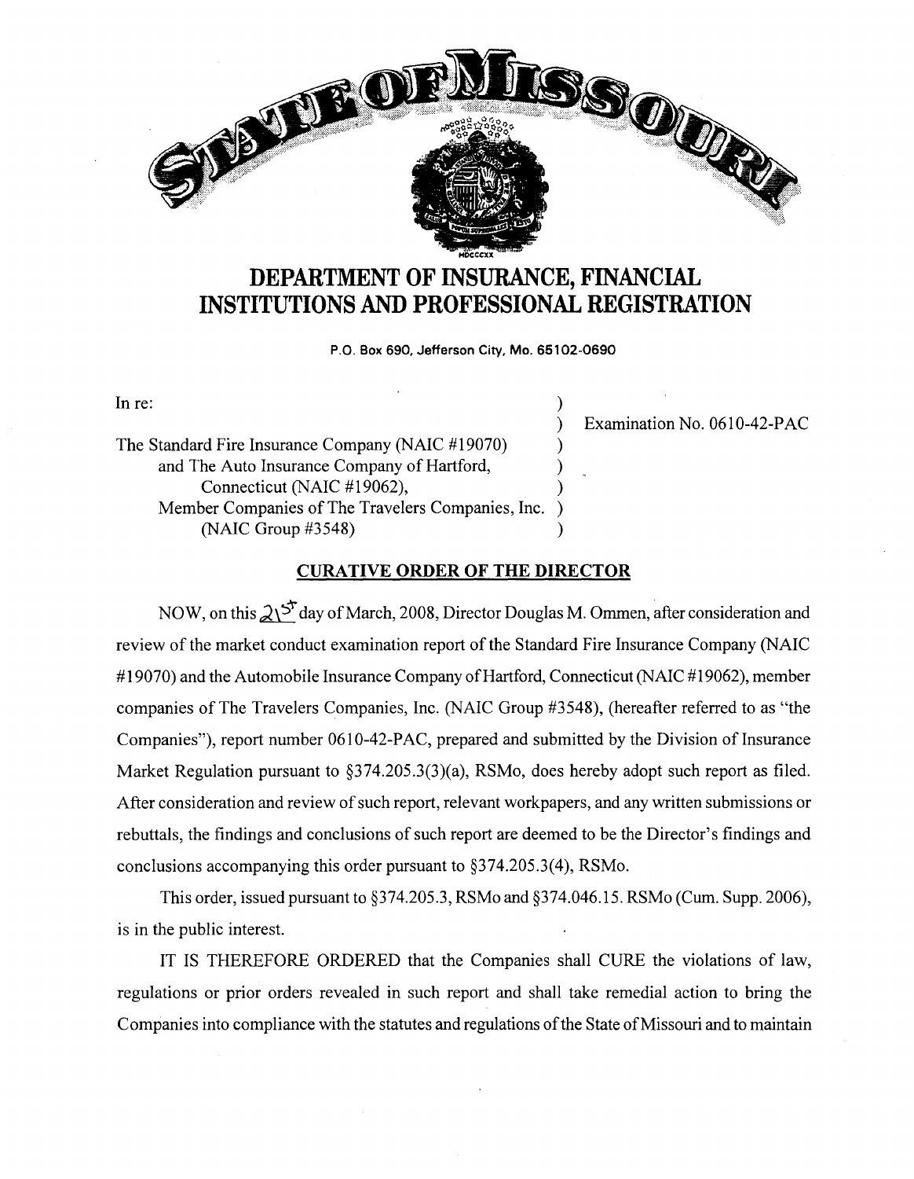STATE OF MISSOURI

MDCCCXX

# DEPARTMENT OF INSURANCE, FINANCIAL INSTITUTIONS AND PROFESSIONAL REGISTRATION

P.O. Box 690, Jefferson City, Mo. 65102-0690

In re:

The Standard Fire Insurance Company (NAIC #19070) and The Auto Insurance Company of Hartford, Connecticut (NAIC #19062), Member Companies of The Travelers Companies, Inc. (NAIC Group #3548)

Examination No. 0610-42-PAC

## CURATIVE ORDER OF THE DIRECTOR

NOW, on this 21st day of March, 2008, Director Douglas M. Ommen, after consideration and review of the market conduct examination report of the Standard Fire Insurance Company (NAIC #19070) and the Automobile Insurance Company of Hartford, Connecticut (NAIC #19062), member companies of The Travelers Companies, Inc. (NAIC Group #3548), (hereafter referred to as "the Companies"), report number 0610-42-PAC, prepared and submitted by the Division of Insurance Market Regulation pursuant to §374.205.3(3)(a), RSMo, does hereby adopt such report as filed. After consideration and review of such report, relevant workpapers, and any written submissions or rebuttals, the findings and conclusions of such report are deemed to be the Director's findings and conclusions accompanying this order pursuant to §374.205.3(4), RSMo.

This order, issued pursuant to §374.205.3, RSMo and §374.046.15. RSMo (Cum. Supp. 2006), is in the public interest.

IT IS THEREFORE ORDERED that the Companies shall CURE the violations of law, regulations or prior orders revealed in such report and shall take remedial action to bring the Companies into compliance with the statutes and regulations of the State of Missouri and to maintain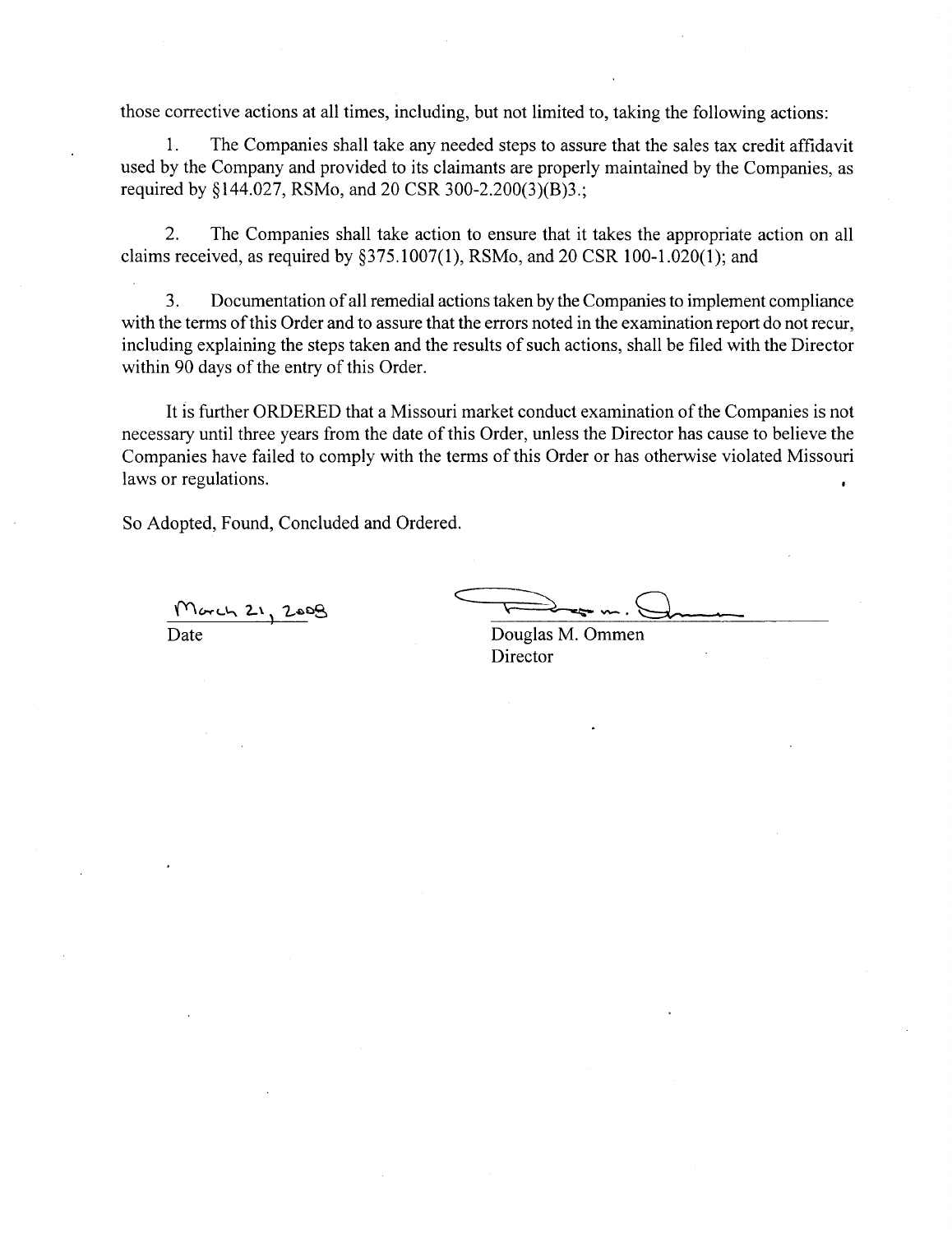those corrective actions at all times, including, but not limited to, taking the following actions:

1. The Companies shall take any needed steps to assure that the sales tax credit affidavit used by the Company and provided to its claimants are properly maintained by the Companies, as required by §144.027, RSMo, and 20 CSR 300-2.200(3)(B)3.;

2. The Companies shall take action to ensure that it takes the appropriate action on all claims received, as required by §375.1007(1), RSMo, and 20 CSR 100-1.020(1); and

3. Documentation of all remedial actions taken by the Companies to implement compliance with the terms of this Order and to assure that the errors noted in the examination report do not recur, including explaining the steps taken and the results of such actions, shall be filed with the Director within 90 days of the entry of this Order.

It is further ORDERED that a Missouri market conduct examination of the Companies is not necessary until three years from the date of this Order, unless the Director has cause to believe the Companies have failed to comply with the terms of this Order or has otherwise violated Missouri laws or regulations.

So Adopted, Found, Concluded and Ordered.

March 21, 2008
Date

Douglas M. Ommen
Director